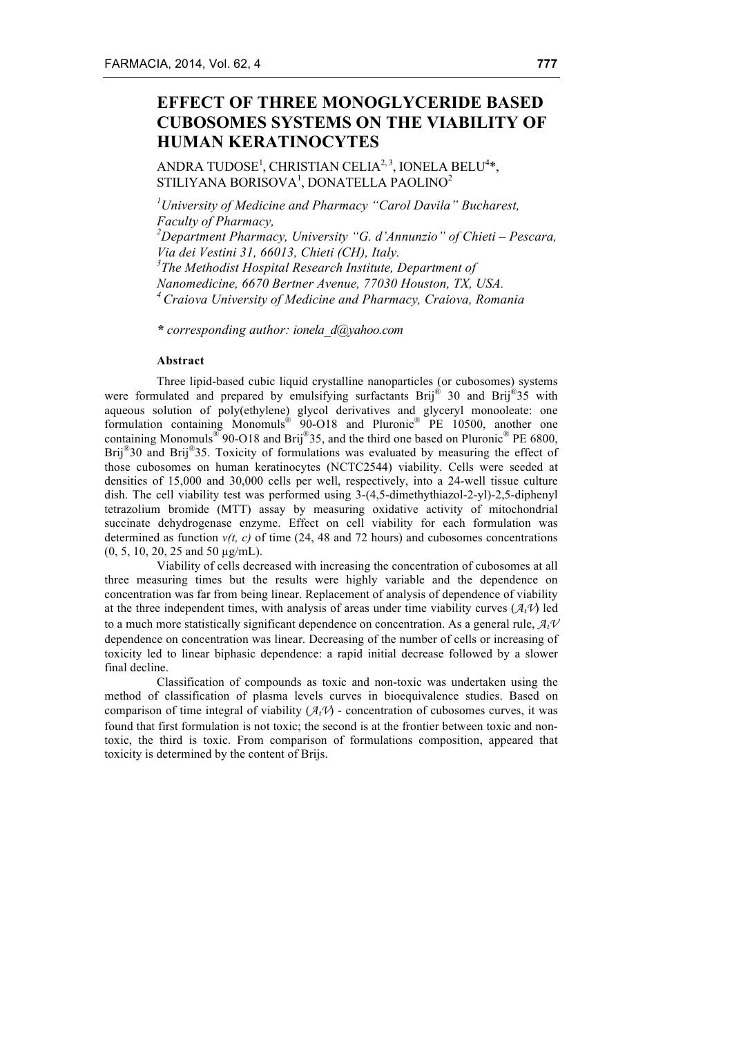# EFFECT OF THREE MONOGLYCERIDE BASED CUBOSOMES SYSTEMS ON THE VIABILITY OF HUMAN KERATINOCYTES

ANDRA TUDOSE[1], CHRISTIAN CELIA[2,3], IONELA BELU[4]*, STILIYANA BORISOVA[1], DONATELLA PAOLINO[2]

[1]*University of Medicine and Pharmacy "Carol Davila" Bucharest, Faculty of Pharmacy,*
[2]*Department Pharmacy, University "G. d'Annunzio" of Chieti – Pescara, Via dei Vestini 31, 66013, Chieti (CH), Italy.*
[3]*The Methodist Hospital Research Institute, Department of Nanomedicine, 6670 Bertner Avenue, 77030 Houston, TX, USA.*
[4]*Craiova University of Medicine and Pharmacy, Craiova, Romania*

*\* corresponding author: ionela_d@yahoo.com*

**Abstract**

Three lipid-based cubic liquid crystalline nanoparticles (or cubosomes) systems were formulated and prepared by emulsifying surfactants Brij® 30 and Brij®35 with aqueous solution of poly(ethylene) glycol derivatives and glyceryl monooleate: one formulation containing Monomuls® 90-O18 and Pluronic® PE 10500, another one containing Monomuls® 90-O18 and Brij®35, and the third one based on Pluronic® PE 6800, Brij®30 and Brij®35. Toxicity of formulations was evaluated by measuring the effect of those cubosomes on human keratinocytes (NCTC2544) viability. Cells were seeded at densities of 15,000 and 30,000 cells per well, respectively, into a 24-well tissue culture dish. The cell viability test was performed using 3-(4,5-dimethythiazol-2-yl)-2,5-diphenyl tetrazolium bromide (MTT) assay by measuring oxidative activity of mitochondrial succinate dehydrogenase enzyme. Effect on cell viability for each formulation was determined as function $v(t, c)$ of time (24, 48 and 72 hours) and cubosomes concentrations (0, 5, 10, 20, 25 and 50 µg/mL).

Viability of cells decreased with increasing the concentration of cubosomes at all three measuring times but the results were highly variable and the dependence on concentration was far from being linear. Replacement of analysis of dependence of viability at the three independent times, with analysis of areas under time viability curves ($\mathcal{A}_t\mathcal{V}$) led to a much more statistically significant dependence on concentration. As a general rule, $\mathcal{A}_t\mathcal{V}$ dependence on concentration was linear. Decreasing of the number of cells or increasing of toxicity led to linear biphasic dependence: a rapid initial decrease followed by a slower final decline.

Classification of compounds as toxic and non-toxic was undertaken using the method of classification of plasma levels curves in bioequivalence studies. Based on comparison of time integral of viability ($\mathcal{A}_t\mathcal{V}$) - concentration of cubosomes curves, it was found that first formulation is not toxic; the second is at the frontier between toxic and non-toxic, the third is toxic. From comparison of formulations composition, appeared that toxicity is determined by the content of Brijs.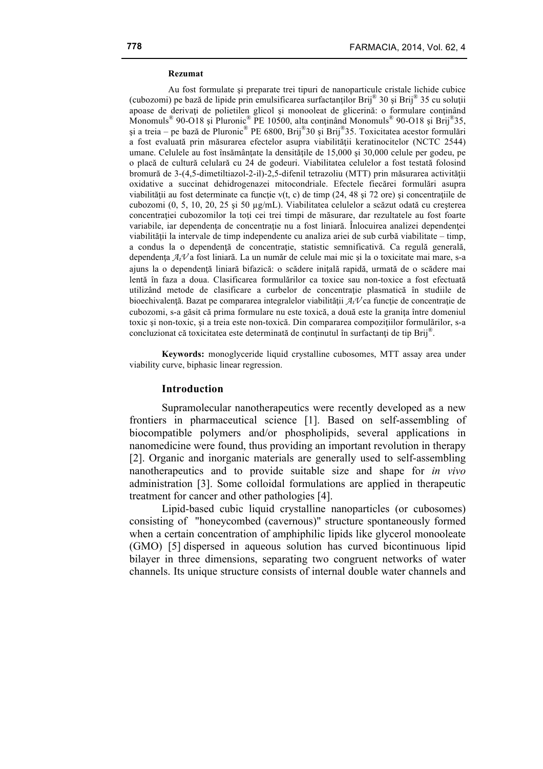**Rezumat**

Au fost formulate şi preparate trei tipuri de nanoparticule cristale lichide cubice (cubozomi) pe bază de lipide prin emulsificarea surfactanţilor Brij® 30 şi Brij® 35 cu soluţii apoase de derivaţi de polietilen glicol şi monooleat de glicerină: o formulare conţinând Monomuls® 90-O18 şi Pluronic® PE 10500, alta conţinând Monomuls® 90-O18 şi Brij®35, şi a treia – pe bază de Pluronic® PE 6800, Brij®30 şi Brij®35. Toxicitatea acestor formulări a fost evaluată prin măsurarea efectelor asupra viabilităţii keratinocitelor (NCTC 2544) umane. Celulele au fost însămânţate la densităţile de 15,000 şi 30,000 celule per godeu, pe o placă de cultură celulară cu 24 de godeuri. Viabilitatea celulelor a fost testată folosind bromură de 3-(4,5-dimetiltiazol-2-il)-2,5-difenil tetrazoliu (MTT) prin măsurarea activităţii oxidative a succinat dehidrogenazei mitocondriale. Efectele fiecărei formulări asupra viabilităţii au fost determinate ca funcţie v(t, c) de timp (24, 48 şi 72 ore) şi concentraţiile de cubozomi (0, 5, 10, 20, 25 şi 50 µg/mL). Viabilitatea celulelor a scăzut odată cu creşterea concentraţiei cubozomilor la toţi cei trei timpi de măsurare, dar rezultatele au fost foarte variabile, iar dependenţa de concentraţie nu a fost liniară. Înlocuirea analizei dependenţei viabilităţii la intervale de timp independente cu analiza ariei de sub curbă viabilitate – timp, a condus la o dependenţă de concentraţie, statistic semnificativă. Ca regulă generală, dependenţa $\mathcal{A}_t\mathcal{V}$ a fost liniară. La un număr de celule mai mic şi la o toxicitate mai mare, s-a ajuns la o dependenţă liniară bifazică: o scădere iniţală rapidă, urmată de o scădere mai lentă în faza a doua. Clasificarea formulărilor ca toxice sau non-toxice a fost efectuată utilizând metode de clasificare a curbelor de concentraţie plasmatică în studiile de bioechivalenţă. Bazat pe compararea integralelor viabilităţii $\mathcal{A}_t\mathcal{V}$ ca funcţie de concentraţie de cubozomi, s-a găsit că prima formulare nu este toxică, a doua este la graniţa între domeniul toxic şi non-toxic, şi a treia este non-toxică. Din compararea compoziţiilor formulărilor, s-a concluzionat că toxicitatea este determinată de conţinutul în surfactanţi de tip Brij®.

**Keywords:** monoglyceride liquid crystalline cubosomes, MTT assay area under viability curve, biphasic linear regression.

## Introduction

Supramolecular nanotherapeutics were recently developed as a new frontiers in pharmaceutical science [1]. Based on self-assembling of biocompatible polymers and/or phospholipids, several applications in nanomedicine were found, thus providing an important revolution in therapy [2]. Organic and inorganic materials are generally used to self-assembling nanotherapeutics and to provide suitable size and shape for *in vivo* administration [3]. Some colloidal formulations are applied in therapeutic treatment for cancer and other pathologies [4].

Lipid-based cubic liquid crystalline nanoparticles (or cubosomes) consisting of "honeycombed (cavernous)" structure spontaneously formed when a certain concentration of amphiphilic lipids like glycerol monooleate (GMO) [5] dispersed in aqueous solution has curved bicontinuous lipid bilayer in three dimensions, separating two congruent networks of water channels. Its unique structure consists of internal double water channels and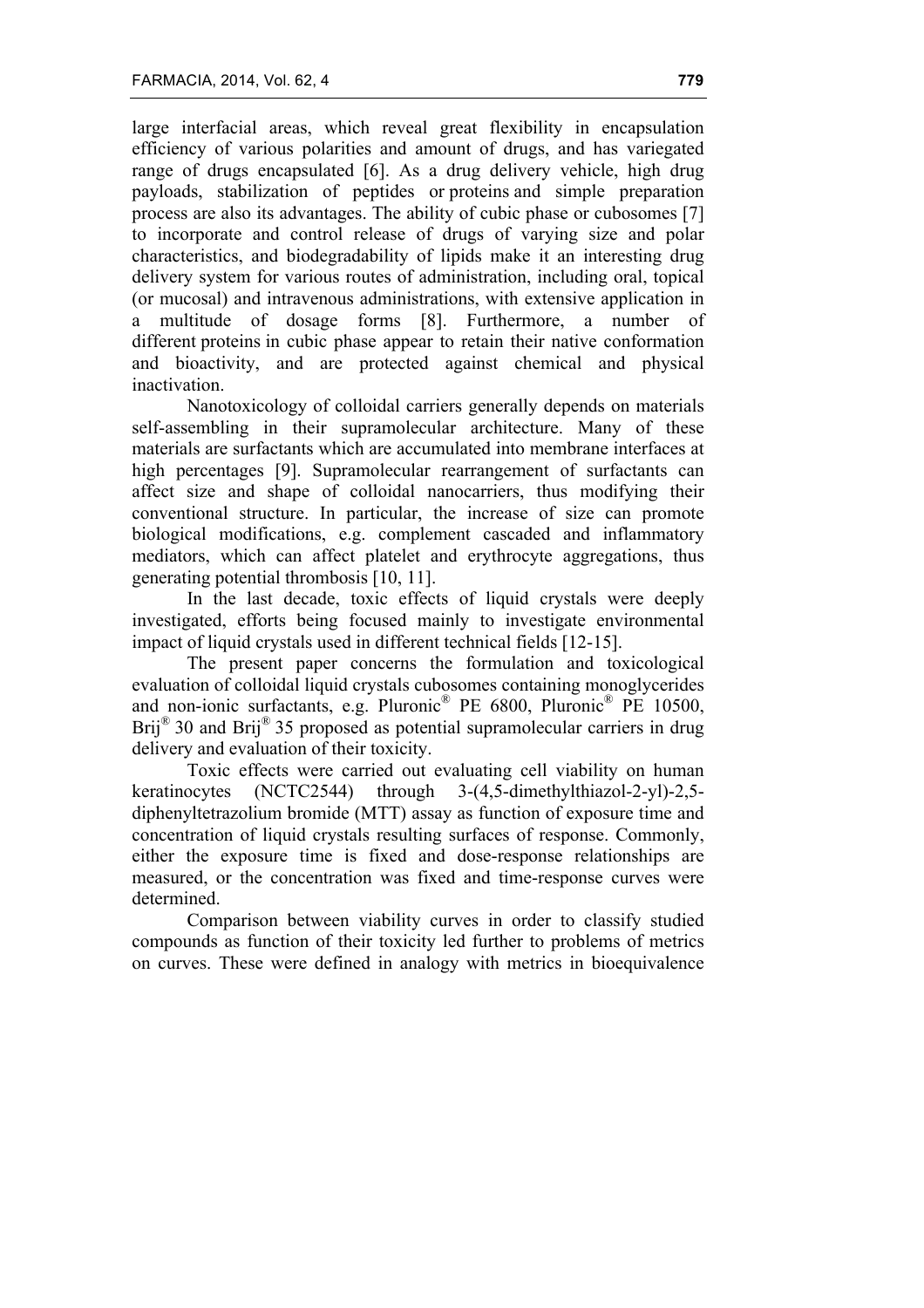large interfacial areas, which reveal great flexibility in encapsulation efficiency of various polarities and amount of drugs, and has variegated range of drugs encapsulated [6]. As a drug delivery vehicle, high drug payloads, stabilization of peptides or proteins and simple preparation process are also its advantages. The ability of cubic phase or cubosomes [7] to incorporate and control release of drugs of varying size and polar characteristics, and biodegradability of lipids make it an interesting drug delivery system for various routes of administration, including oral, topical (or mucosal) and intravenous administrations, with extensive application in a multitude of dosage forms [8]. Furthermore, a number of different proteins in cubic phase appear to retain their native conformation and bioactivity, and are protected against chemical and physical inactivation.

Nanotoxicology of colloidal carriers generally depends on materials self-assembling in their supramolecular architecture. Many of these materials are surfactants which are accumulated into membrane interfaces at high percentages [9]. Supramolecular rearrangement of surfactants can affect size and shape of colloidal nanocarriers, thus modifying their conventional structure. In particular, the increase of size can promote biological modifications, e.g. complement cascaded and inflammatory mediators, which can affect platelet and erythrocyte aggregations, thus generating potential thrombosis [10, 11].

In the last decade, toxic effects of liquid crystals were deeply investigated, efforts being focused mainly to investigate environmental impact of liquid crystals used in different technical fields [12-15].

The present paper concerns the formulation and toxicological evaluation of colloidal liquid crystals cubosomes containing monoglycerides and non-ionic surfactants, e.g. Pluronic® PE 6800, Pluronic® PE 10500, Brij® 30 and Brij® 35 proposed as potential supramolecular carriers in drug delivery and evaluation of their toxicity.

Toxic effects were carried out evaluating cell viability on human keratinocytes (NCTC2544) through 3-(4,5-dimethylthiazol-2-yl)-2,5-diphenyltetrazolium bromide (MTT) assay as function of exposure time and concentration of liquid crystals resulting surfaces of response. Commonly, either the exposure time is fixed and dose-response relationships are measured, or the concentration was fixed and time-response curves were determined.

Comparison between viability curves in order to classify studied compounds as function of their toxicity led further to problems of metrics on curves. These were defined in analogy with metrics in bioequivalence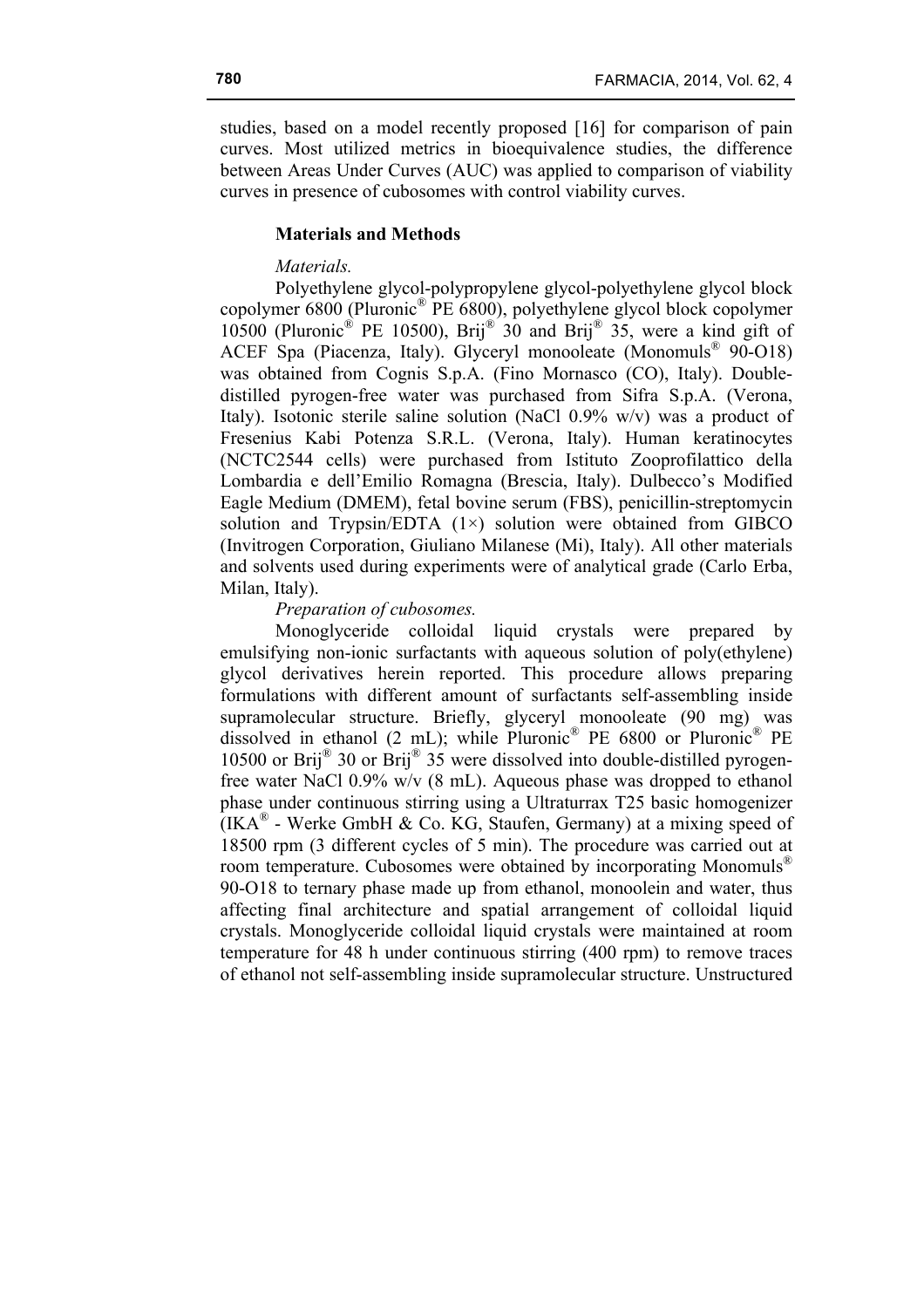studies, based on a model recently proposed [16] for comparison of pain curves. Most utilized metrics in bioequivalence studies, the difference between Areas Under Curves (AUC) was applied to comparison of viability curves in presence of cubosomes with control viability curves.

## Materials and Methods

*Materials.*

Polyethylene glycol-polypropylene glycol-polyethylene glycol block copolymer 6800 (Pluronic® PE 6800), polyethylene glycol block copolymer 10500 (Pluronic® PE 10500), Brij® 30 and Brij® 35, were a kind gift of ACEF Spa (Piacenza, Italy). Glyceryl monooleate (Monomuls® 90-O18) was obtained from Cognis S.p.A. (Fino Mornasco (CO), Italy). Double-distilled pyrogen-free water was purchased from Sifra S.p.A. (Verona, Italy). Isotonic sterile saline solution (NaCl 0.9% w/v) was a product of Fresenius Kabi Potenza S.R.L. (Verona, Italy). Human keratinocytes (NCTC2544 cells) were purchased from Istituto Zooprofilattico della Lombardia e dell'Emilio Romagna (Brescia, Italy). Dulbecco's Modified Eagle Medium (DMEM), fetal bovine serum (FBS), penicillin-streptomycin solution and Trypsin/EDTA (1×) solution were obtained from GIBCO (Invitrogen Corporation, Giuliano Milanese (Mi), Italy). All other materials and solvents used during experiments were of analytical grade (Carlo Erba, Milan, Italy).

*Preparation of cubosomes.*

Monoglyceride colloidal liquid crystals were prepared by emulsifying non-ionic surfactants with aqueous solution of poly(ethylene) glycol derivatives herein reported. This procedure allows preparing formulations with different amount of surfactants self-assembling inside supramolecular structure. Briefly, glyceryl monooleate (90 mg) was dissolved in ethanol (2 mL); while Pluronic® PE 6800 or Pluronic® PE 10500 or Brij® 30 or Brij® 35 were dissolved into double-distilled pyrogen-free water NaCl 0.9% w/v (8 mL). Aqueous phase was dropped to ethanol phase under continuous stirring using a Ultraturrax T25 basic homogenizer (IKA® - Werke GmbH & Co. KG, Staufen, Germany) at a mixing speed of 18500 rpm (3 different cycles of 5 min). The procedure was carried out at room temperature. Cubosomes were obtained by incorporating Monomuls® 90-O18 to ternary phase made up from ethanol, monoolein and water, thus affecting final architecture and spatial arrangement of colloidal liquid crystals. Monoglyceride colloidal liquid crystals were maintained at room temperature for 48 h under continuous stirring (400 rpm) to remove traces of ethanol not self-assembling inside supramolecular structure. Unstructured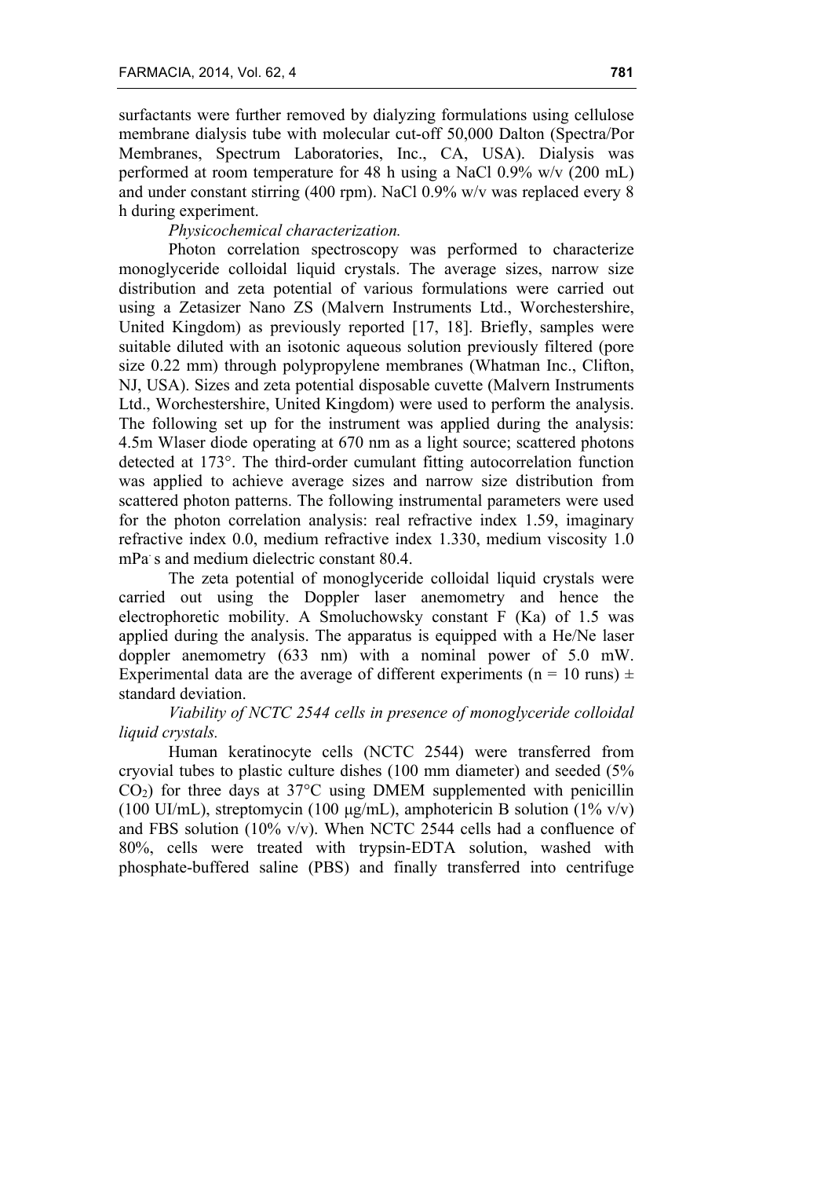surfactants were further removed by dialyzing formulations using cellulose membrane dialysis tube with molecular cut-off 50,000 Dalton (Spectra/Por Membranes, Spectrum Laboratories, Inc., CA, USA). Dialysis was performed at room temperature for 48 h using a NaCl 0.9% w/v (200 mL) and under constant stirring (400 rpm). NaCl 0.9% w/v was replaced every 8 h during experiment.

*Physicochemical characterization.*

Photon correlation spectroscopy was performed to characterize monoglyceride colloidal liquid crystals. The average sizes, narrow size distribution and zeta potential of various formulations were carried out using a Zetasizer Nano ZS (Malvern Instruments Ltd., Worchestershire, United Kingdom) as previously reported [17, 18]. Briefly, samples were suitable diluted with an isotonic aqueous solution previously filtered (pore size 0.22 mm) through polypropylene membranes (Whatman Inc., Clifton, NJ, USA). Sizes and zeta potential disposable cuvette (Malvern Instruments Ltd., Worchestershire, United Kingdom) were used to perform the analysis. The following set up for the instrument was applied during the analysis: 4.5m Wlaser diode operating at 670 nm as a light source; scattered photons detected at 173°. The third-order cumulant fitting autocorrelation function was applied to achieve average sizes and narrow size distribution from scattered photon patterns. The following instrumental parameters were used for the photon correlation analysis: real refractive index 1.59, imaginary refractive index 0.0, medium refractive index 1.330, medium viscosity 1.0 mPa·s and medium dielectric constant 80.4.

The zeta potential of monoglyceride colloidal liquid crystals were carried out using the Doppler laser anemometry and hence the electrophoretic mobility. A Smoluchowsky constant F (Ka) of 1.5 was applied during the analysis. The apparatus is equipped with a He/Ne laser doppler anemometry (633 nm) with a nominal power of 5.0 mW. Experimental data are the average of different experiments (n = 10 runs) ± standard deviation.

*Viability of NCTC 2544 cells in presence of monoglyceride colloidal liquid crystals.*

Human keratinocyte cells (NCTC 2544) were transferred from cryovial tubes to plastic culture dishes (100 mm diameter) and seeded (5% $CO_2$) for three days at 37°C using DMEM supplemented with penicillin (100 UI/mL), streptomycin (100 µg/mL), amphotericin B solution (1% v/v) and FBS solution (10% v/v). When NCTC 2544 cells had a confluence of 80%, cells were treated with trypsin-EDTA solution, washed with phosphate-buffered saline (PBS) and finally transferred into centrifuge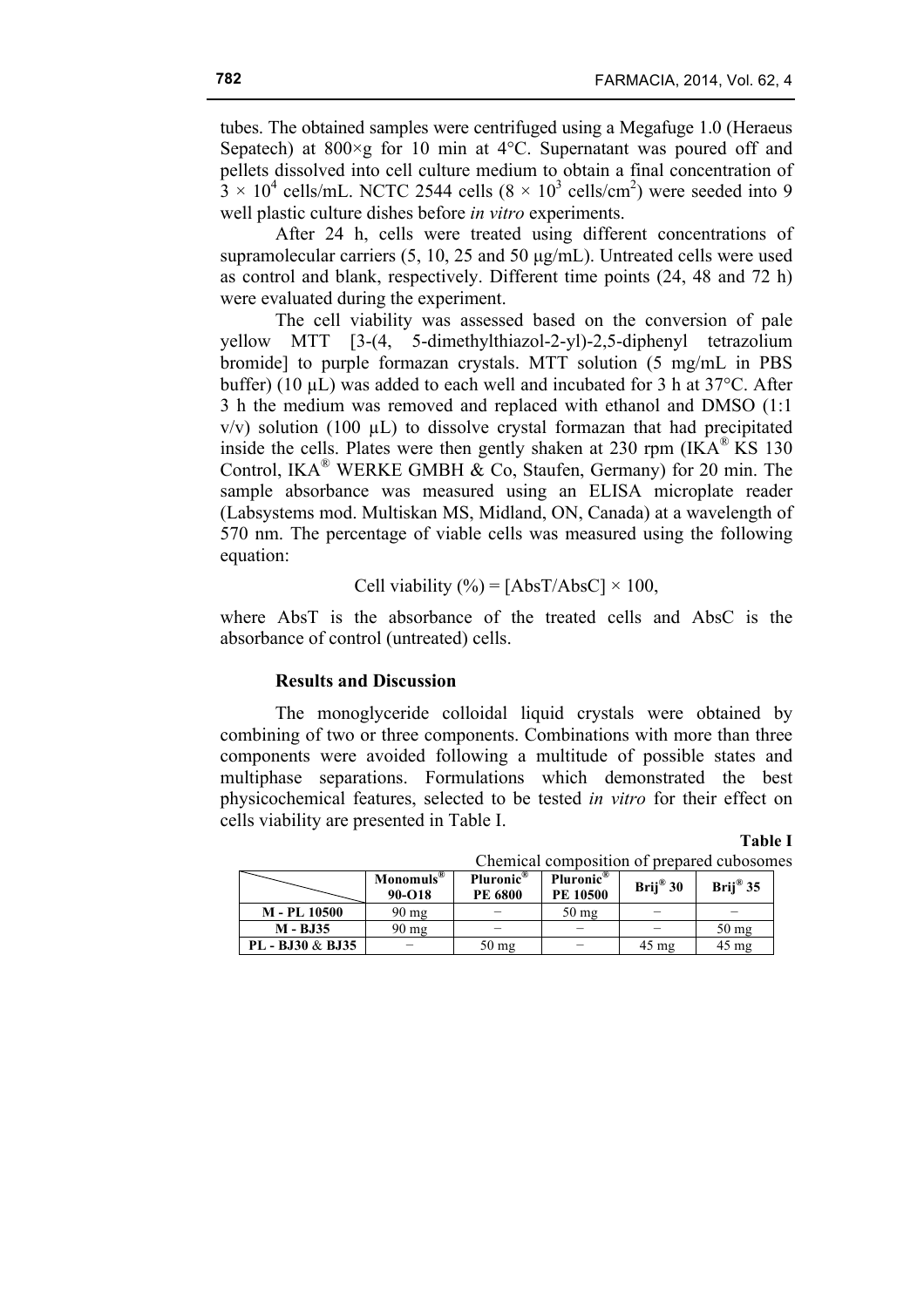tubes. The obtained samples were centrifuged using a Megafuge 1.0 (Heraeus Sepatech) at 800×g for 10 min at 4°C. Supernatant was poured off and pellets dissolved into cell culture medium to obtain a final concentration of $3 \times 10^4$ cells/mL. NCTC 2544 cells ($8 \times 10^3$ cells/cm$^2$) were seeded into 9 well plastic culture dishes before *in vitro* experiments.

After 24 h, cells were treated using different concentrations of supramolecular carriers (5, 10, 25 and 50 µg/mL). Untreated cells were used as control and blank, respectively. Different time points (24, 48 and 72 h) were evaluated during the experiment.

The cell viability was assessed based on the conversion of pale yellow MTT [3-(4, 5-dimethylthiazol-2-yl)-2,5-diphenyl tetrazolium bromide] to purple formazan crystals. MTT solution (5 mg/mL in PBS buffer) (10 µL) was added to each well and incubated for 3 h at 37°C. After 3 h the medium was removed and replaced with ethanol and DMSO (1:1 v/v) solution (100 µL) to dissolve crystal formazan that had precipitated inside the cells. Plates were then gently shaken at 230 rpm (IKA® KS 130 Control, IKA® WERKE GMBH & Co, Staufen, Germany) for 20 min. The sample absorbance was measured using an ELISA microplate reader (Labsystems mod. Multiskan MS, Midland, ON, Canada) at a wavelength of 570 nm. The percentage of viable cells was measured using the following equation:

$$\text{Cell viability (\%)} = [\text{AbsT}/\text{AbsC}] \times 100,$$

where AbsT is the absorbance of the treated cells and AbsC is the absorbance of control (untreated) cells.

## Results and Discussion

The monoglyceride colloidal liquid crystals were obtained by combining of two or three components. Combinations with more than three components were avoided following a multitude of possible states and multiphase separations. Formulations which demonstrated the best physicochemical features, selected to be tested *in vitro* for their effect on cells viability are presented in Table I.

**Table I**

Chemical composition of prepared cubosomes

| | Monomuls® 90-O18 | Pluronic® PE 6800 | Pluronic® PE 10500 | Brij® 30 | Brij® 35 |
|---|---|---|---|---|---|
| **M - PL 10500** | 90 mg | − | 50 mg | − | − |
| **M - BJ35** | 90 mg | − | − | − | 50 mg |
| **PL - BJ30 & BJ35** | − | 50 mg | − | 45 mg | 45 mg |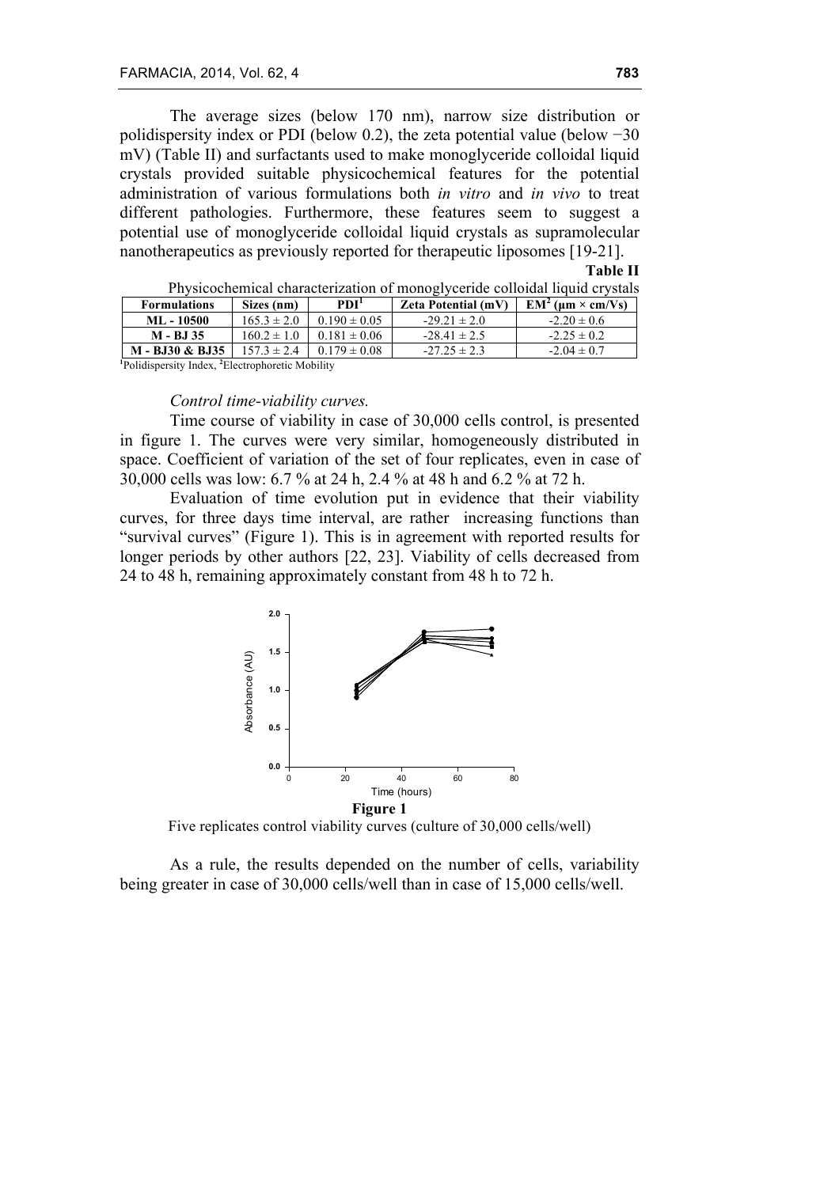The average sizes (below 170 nm), narrow size distribution or polidispersity index or PDI (below 0.2), the zeta potential value (below −30 mV) (Table II) and surfactants used to make monoglyceride colloidal liquid crystals provided suitable physicochemical features for the potential administration of various formulations both *in vitro* and *in vivo* to treat different pathologies. Furthermore, these features seem to suggest a potential use of monoglyceride colloidal liquid crystals as supramolecular nanotherapeutics as previously reported for therapeutic liposomes [19-21].

**Table II**

Physicochemical characterization of monoglyceride colloidal liquid crystals

| Formulations | Sizes (nm) | PDI[1] | Zeta Potential (mV) | EM[2] (μm × cm/Vs) |
|---|---|---|---|---|
| **ML - 10500** | 165.3 ± 2.0 | 0.190 ± 0.05 | -29.21 ± 2.0 | -2.20 ± 0.6 |
| **M - BJ 35** | 160.2 ± 1.0 | 0.181 ± 0.06 | -28.41 ± 2.5 | -2.25 ± 0.2 |
| **M - BJ30 & BJ35** | 157.3 ± 2.4 | 0.179 ± 0.08 | -27.25 ± 2.3 | -2.04 ± 0.7 |

[1]Polidispersity Index, [2]Electrophoretic Mobility

*Control time-viability curves.*

Time course of viability in case of 30,000 cells control, is presented in figure 1. The curves were very similar, homogeneously distributed in space. Coefficient of variation of the set of four replicates, even in case of 30,000 cells was low: 6.7 % at 24 h, 2.4 % at 48 h and 6.2 % at 72 h.

Evaluation of time evolution put in evidence that their viability curves, for three days time interval, are rather increasing functions than "survival curves" (Figure 1). This is in agreement with reported results for longer periods by other authors [22, 23]. Viability of cells decreased from 24 to 48 h, remaining approximately constant from 48 h to 72 h.

**Figure 1**

Five replicates control viability curves (culture of 30,000 cells/well)

As a rule, the results depended on the number of cells, variability being greater in case of 30,000 cells/well than in case of 15,000 cells/well.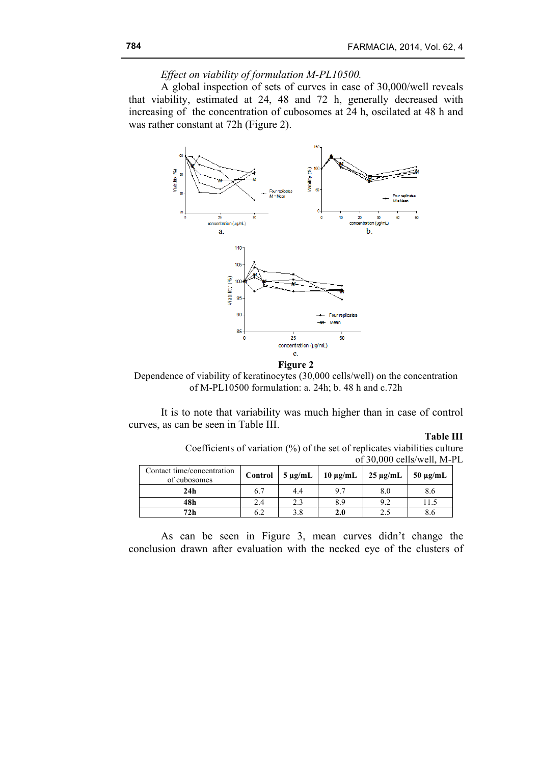*Effect on viability of formulation M-PL10500.*

A global inspection of sets of curves in case of 30,000/well reveals that viability, estimated at 24, 48 and 72 h, generally decreased with increasing of the concentration of cubosomes at 24 h, oscilated at 48 h and was rather constant at 72h (Figure 2).

**Figure 2**

Dependence of viability of keratinocytes (30,000 cells/well) on the concentration of M-PL10500 formulation: a. 24h; b. 48 h and c.72h

It is to note that variability was much higher than in case of control curves, as can be seen in Table III.

**Table III**

Coefficients of variation (%) of the set of replicates viabilities culture of 30,000 cells/well, M-PL

| Contact time/concentration of cubosomes | Control | 5 µg/mL | 10 µg/mL | 25 µg/mL | 50 µg/mL |
|---|---|---|---|---|---|
| **24h** | 6.7 | 4.4 | 9.7 | 8.0 | 8.6 |
| **48h** | 2.4 | 2.3 | 8.9 | 9.2 | 11.5 |
| **72h** | 6.2 | 3.8 | **2.0** | 2.5 | 8.6 |

As can be seen in Figure 3, mean curves didn't change the conclusion drawn after evaluation with the necked eye of the clusters of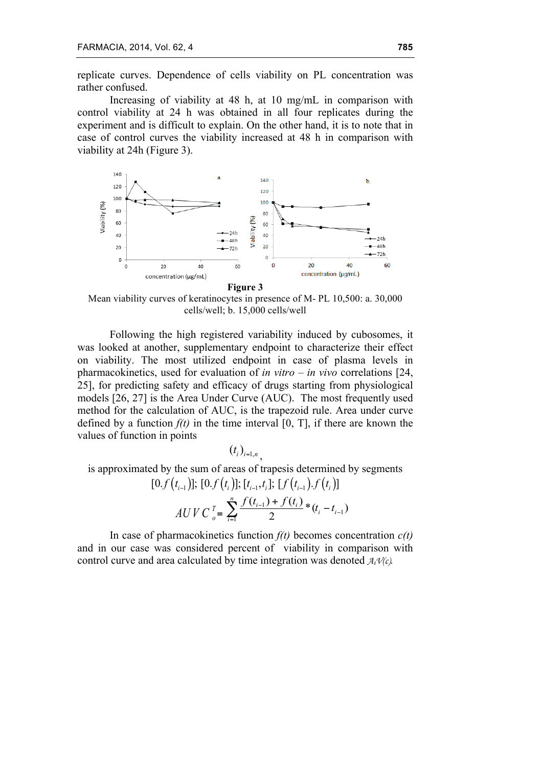replicate curves. Dependence of cells viability on PL concentration was rather confused.

Increasing of viability at 48 h, at 10 mg/mL in comparison with control viability at 24 h was obtained in all four replicates during the experiment and is difficult to explain. On the other hand, it is to note that in case of control curves the viability increased at 48 h in comparison with viability at 24h (Figure 3).

**Figure 3**

Mean viability curves of keratinocytes in presence of M- PL 10,500: a. 30,000 cells/well; b. 15,000 cells/well

Following the high registered variability induced by cubosomes, it was looked at another, supplementary endpoint to characterize their effect on viability. The most utilized endpoint in case of plasma levels in pharmacokinetics, used for evaluation of *in vitro* – *in vivo* correlations [24, 25], for predicting safety and efficacy of drugs starting from physiological models [26, 27] is the Area Under Curve (AUC). The most frequently used method for the calculation of AUC, is the trapezoid rule. Area under curve defined by a function *f(t)* in the time interval [0, T], if there are known the values of function in points

$$(t_i)_{i=1,n},$$

is approximated by the sum of areas of trapesis determined by segments

$$[0.f(t_{i-1})];\ [0.f(t_i)];\ [t_{i-1},t_i];\ [f(t_{i-1}).f(t_i)]$$

$$AUVC_o^T = \sum_{i=1}^{n} \frac{f(t_{i-1}) + f(t_i)}{2} * (t_i - t_{i-1})$$

In case of pharmacokinetics function *f(t)* becomes concentration *c(t)* and in our case was considered percent of viability in comparison with control curve and area calculated by time integration was denoted $A_tV(c)$.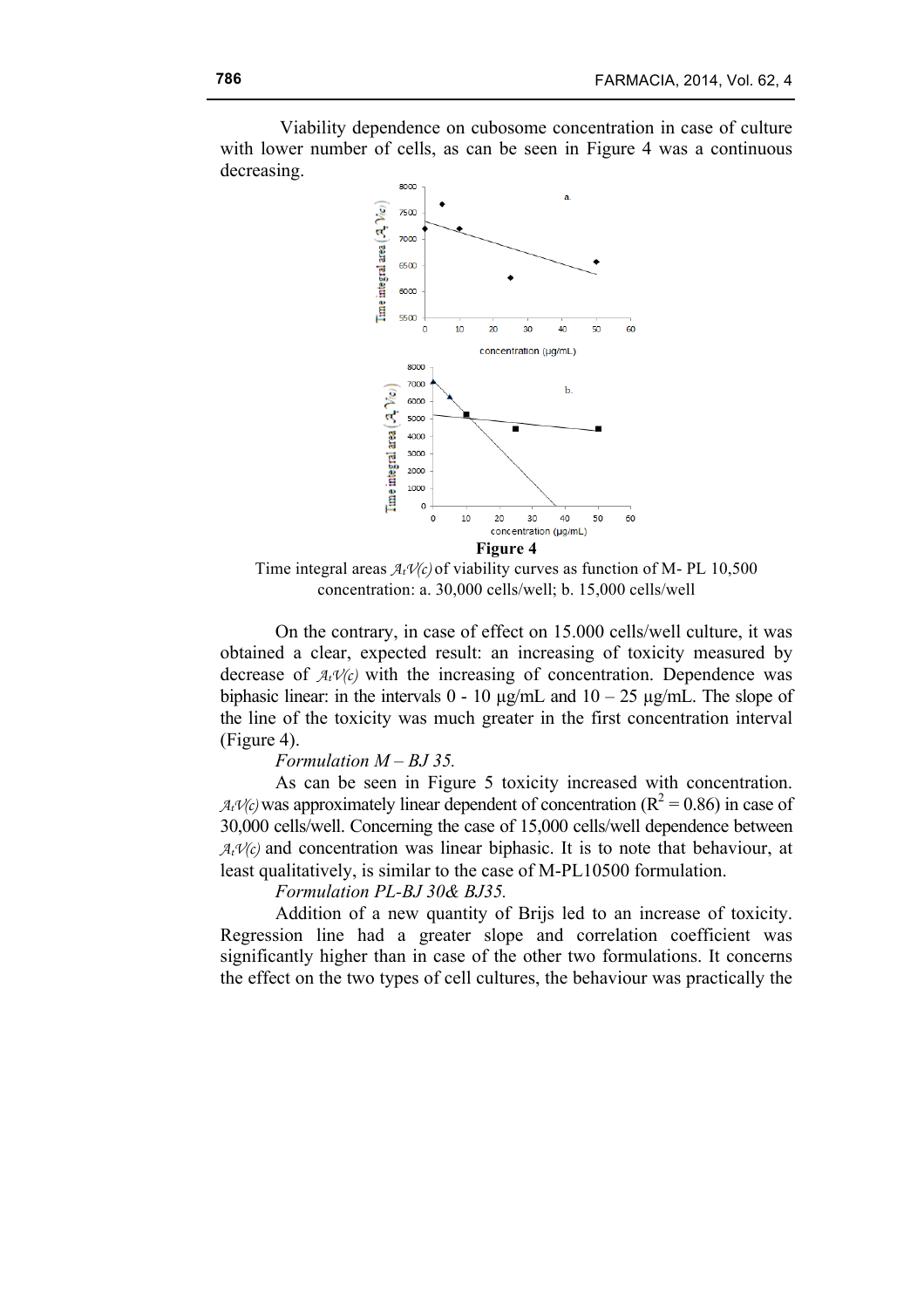Viability dependence on cubosome concentration in case of culture with lower number of cells, as can be seen in Figure 4 was a continuous decreasing.

**Figure 4**

Time integral areas $A_tV(c)$ of viability curves as function of M- PL 10,500 concentration: a. 30,000 cells/well; b. 15,000 cells/well

On the contrary, in case of effect on 15.000 cells/well culture, it was obtained a clear, expected result: an increasing of toxicity measured by decrease of $A_tV(c)$ with the increasing of concentration. Dependence was biphasic linear: in the intervals 0 - 10 µg/mL and 10 – 25 µg/mL. The slope of the line of the toxicity was much greater in the first concentration interval (Figure 4).

*Formulation M – BJ 35.*

As can be seen in Figure 5 toxicity increased with concentration. $A_tV(c)$ was approximately linear dependent of concentration ($R^2$ = 0.86) in case of 30,000 cells/well. Concerning the case of 15,000 cells/well dependence between $A_tV(c)$ and concentration was linear biphasic. It is to note that behaviour, at least qualitatively, is similar to the case of M-PL10500 formulation.

*Formulation PL-BJ 30& BJ35.*

Addition of a new quantity of Brijs led to an increase of toxicity. Regression line had a greater slope and correlation coefficient was significantly higher than in case of the other two formulations. It concerns the effect on the two types of cell cultures, the behaviour was practically the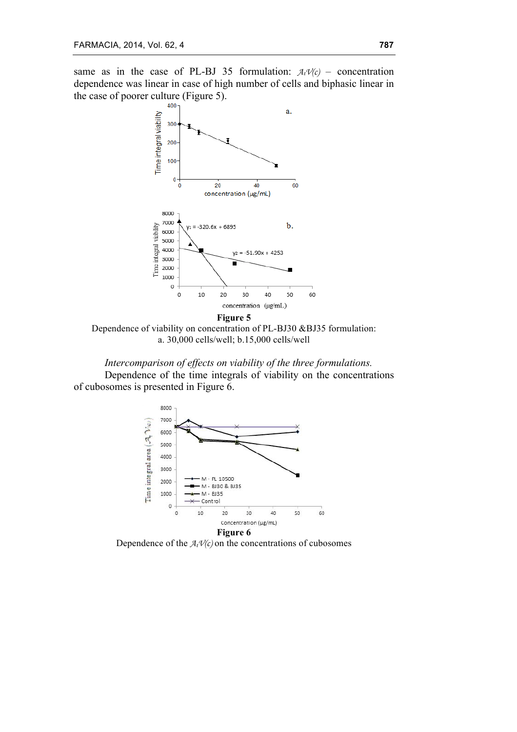same as in the case of PL-BJ 35 formulation: $\mathcal{A}_t\mathcal{V}(c)$ – concentration dependence was linear in case of high number of cells and biphasic linear in the case of poorer culture (Figure 5).

**Figure 5**

Dependence of viability on concentration of PL-BJ30 &BJ35 formulation: a. 30,000 cells/well; b.15,000 cells/well

*Intercomparison of effects on viability of the three formulations.*

Dependence of the time integrals of viability on the concentrations of cubosomes is presented in Figure 6.

**Figure 6**

Dependence of the $\mathcal{A}_t\mathcal{V}(c)$ on the concentrations of cubosomes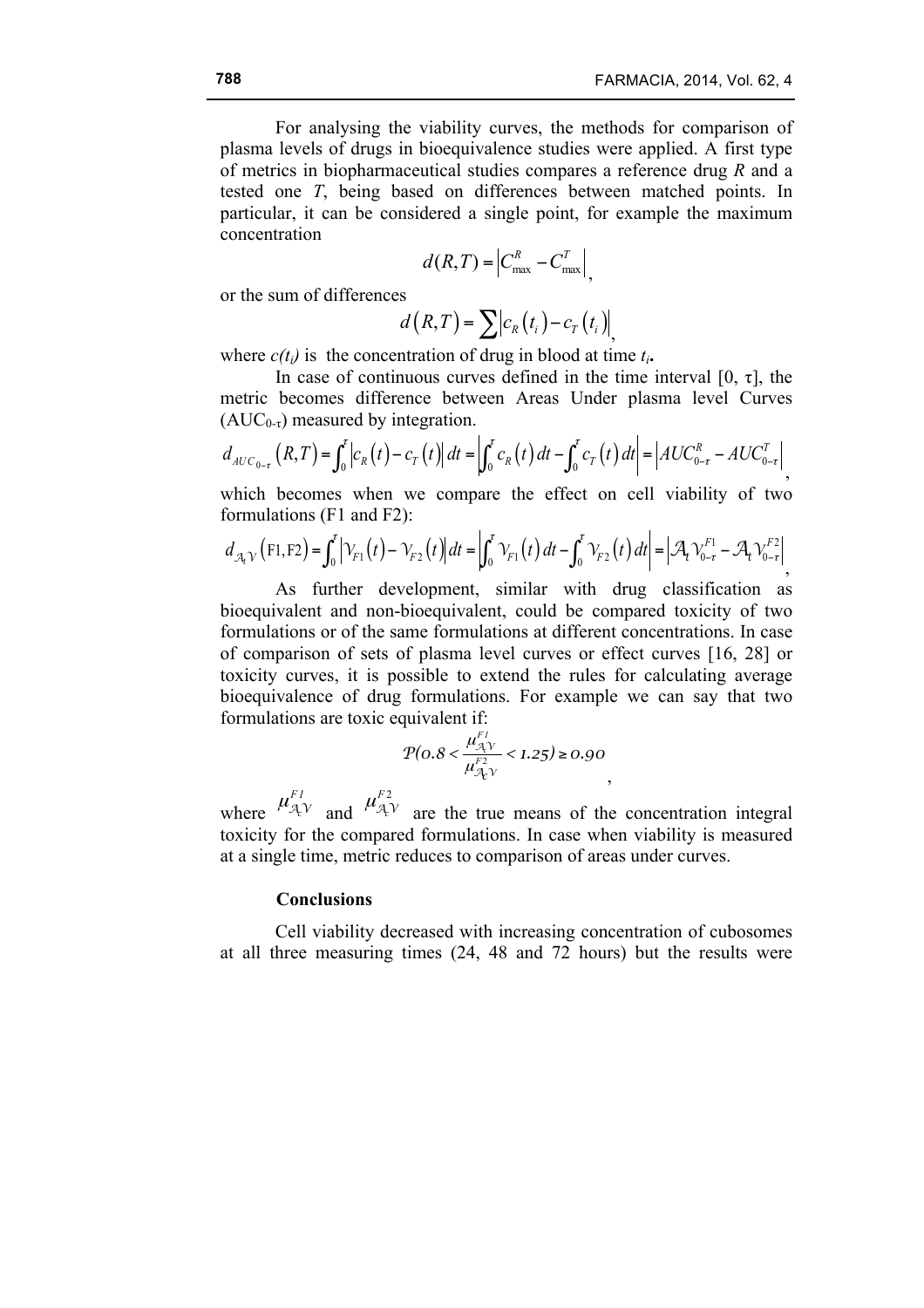For analysing the viability curves, the methods for comparison of plasma levels of drugs in bioequivalence studies were applied. A first type of metrics in biopharmaceutical studies compares a reference drug *R* and a tested one *T*, being based on differences between matched points. In particular, it can be considered a single point, for example the maximum concentration

$$d(R,T) = \left| C_{\max}^{R} - C_{\max}^{T} \right|,$$

or the sum of differences

$$d(R,T) = \sum \left| c_R(t_i) - c_T(t_i) \right|,$$

where $c(t_i)$ is the concentration of drug in blood at time $t_i$.

In case of continuous curves defined in the time interval [0, τ], the metric becomes difference between Areas Under plasma level Curves ($AUC_{0-\tau}$) measured by integration.

$$d_{AUC_{0-\tau}}(R,T) = \int_0^{\tau} \left| c_R(t) - c_T(t) \right| dt = \left| \int_0^{\tau} c_R(t)\,dt - \int_0^{\tau} c_T(t)\,dt \right| = \left| AUC_{0-\tau}^{R} - AUC_{0-\tau}^{T} \right|,$$

which becomes when we compare the effect on cell viability of two formulations (F1 and F2):

$$d_{\mathcal{A}_t\mathcal{V}}(\mathrm{F1},\mathrm{F2}) = \int_0^{\tau} \left| \mathcal{V}_{F1}(t) - \mathcal{V}_{F2}(t) \right| dt = \left| \int_0^{\tau} \mathcal{V}_{F1}(t)\,dt - \int_0^{\tau} \mathcal{V}_{F2}(t)\,dt \right| = \left| \mathcal{A}_t \mathcal{V}_{0-\tau}^{F1} - \mathcal{A}_t \mathcal{V}_{0-\tau}^{F2} \right|,$$

As further development, similar with drug classification as bioequivalent and non-bioequivalent, could be compared toxicity of two formulations or of the same formulations at different concentrations. In case of comparison of sets of plasma level curves or effect curves [16, 28] or toxicity curves, it is possible to extend the rules for calculating average bioequivalence of drug formulations. For example we can say that two formulations are toxic equivalent if:

$$\mathcal{P}\left(0.8 < \frac{\mu_{\mathcal{A}_c\mathcal{V}}^{F1}}{\mu_{\mathcal{A}_c\mathcal{V}}^{F2}} < 1.25\right) \geq 0.90,$$

where $\mu_{\mathcal{A}_c\mathcal{V}}^{F1}$ and $\mu_{\mathcal{A}_c\mathcal{V}}^{F2}$ are the true means of the concentration integral toxicity for the compared formulations. In case when viability is measured at a single time, metric reduces to comparison of areas under curves.

## Conclusions

Cell viability decreased with increasing concentration of cubosomes at all three measuring times (24, 48 and 72 hours) but the results were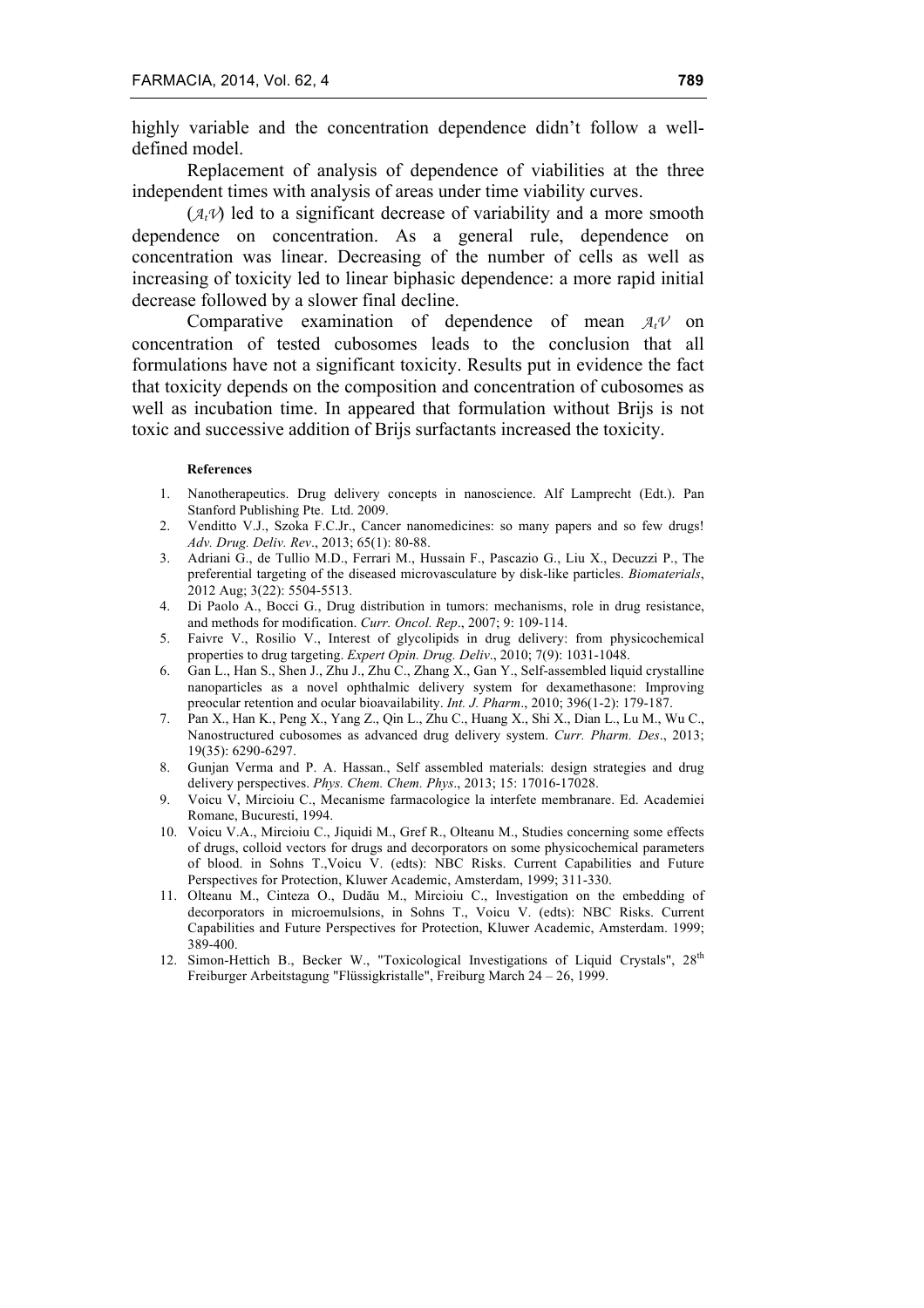highly variable and the concentration dependence didn't follow a well-defined model.

Replacement of analysis of dependence of viabilities at the three independent times with analysis of areas under time viability curves.

($\mathcal{A}_t\mathcal{V}$) led to a significant decrease of variability and a more smooth dependence on concentration. As a general rule, dependence on concentration was linear. Decreasing of the number of cells as well as increasing of toxicity led to linear biphasic dependence: a more rapid initial decrease followed by a slower final decline.

Comparative examination of dependence of mean $\mathcal{A}_t\mathcal{V}$ on concentration of tested cubosomes leads to the conclusion that all formulations have not a significant toxicity. Results put in evidence the fact that toxicity depends on the composition and concentration of cubosomes as well as incubation time. In appeared that formulation without Brijs is not toxic and successive addition of Brijs surfactants increased the toxicity.

#### References

1. Nanotherapeutics. Drug delivery concepts in nanoscience. Alf Lamprecht (Edt.). Pan Stanford Publishing Pte. Ltd. 2009.
2. Venditto V.J., Szoka F.C.Jr., Cancer nanomedicines: so many papers and so few drugs! *Adv. Drug. Deliv. Rev*., 2013; 65(1): 80-88.
3. Adriani G., de Tullio M.D., Ferrari M., Hussain F., Pascazio G., Liu X., Decuzzi P., The preferential targeting of the diseased microvasculature by disk-like particles. *Biomaterials*, 2012 Aug; 3(22): 5504-5513.
4. Di Paolo A., Bocci G., Drug distribution in tumors: mechanisms, role in drug resistance, and methods for modification. *Curr. Oncol. Rep*., 2007; 9: 109-114.
5. Faivre V., Rosilio V., Interest of glycolipids in drug delivery: from physicochemical properties to drug targeting. *Expert Opin. Drug. Deliv*., 2010; 7(9): 1031-1048.
6. Gan L., Han S., Shen J., Zhu J., Zhu C., Zhang X., Gan Y., Self-assembled liquid crystalline nanoparticles as a novel ophthalmic delivery system for dexamethasone: Improving preocular retention and ocular bioavailability. *Int. J. Pharm*., 2010; 396(1-2): 179-187.
7. Pan X., Han K., Peng X., Yang Z., Qin L., Zhu C., Huang X., Shi X., Dian L., Lu M., Wu C., Nanostructured cubosomes as advanced drug delivery system. *Curr. Pharm. Des*., 2013; 19(35): 6290-6297.
8. Gunjan Verma and P. A. Hassan., Self assembled materials: design strategies and drug delivery perspectives. *Phys. Chem. Chem. Phys*., 2013; 15: 17016-17028.
9. Voicu V, Mircioiu C., Mecanisme farmacologice la interfete membranare. Ed. Academiei Romane, Bucuresti, 1994.
10. Voicu V.A., Mircioiu C., Jiquidi M., Gref R., Olteanu M., Studies concerning some effects of drugs, colloid vectors for drugs and decorporators on some physicochemical parameters of blood. in Sohns T.,Voicu V. (edts): NBC Risks. Current Capabilities and Future Perspectives for Protection, Kluwer Academic, Amsterdam, 1999; 311-330.
11. Olteanu M., Cinteza O., Dudău M., Mircioiu C., Investigation on the embedding of decorporators in microemulsions, in Sohns T., Voicu V. (edts): NBC Risks. Current Capabilities and Future Perspectives for Protection, Kluwer Academic, Amsterdam. 1999; 389-400.
12. Simon-Hettich B., Becker W., "Toxicological Investigations of Liquid Crystals", 28th Freiburger Arbeitstagung "Flüssigkristalle", Freiburg March 24 – 26, 1999.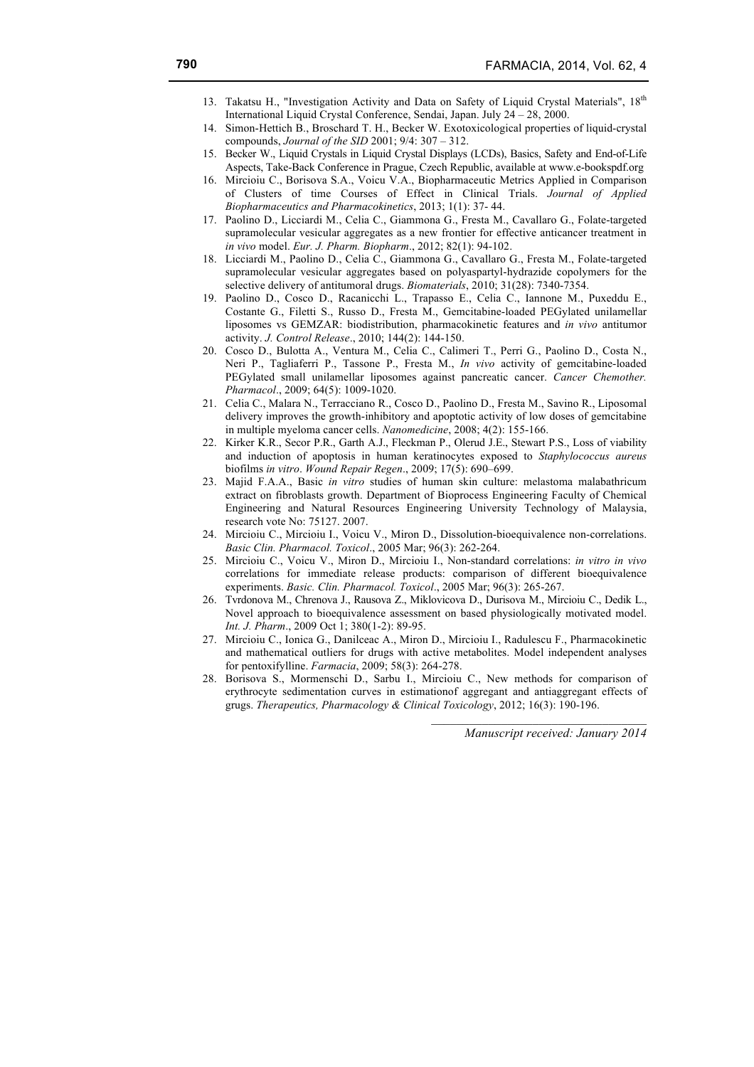13. Takatsu H., "Investigation Activity and Data on Safety of Liquid Crystal Materials", 18th International Liquid Crystal Conference, Sendai, Japan. July 24 – 28, 2000.
14. Simon-Hettich B., Broschard T. H., Becker W. Exotoxicological properties of liquid-crystal compounds, *Journal of the SID* 2001; 9/4: 307 – 312.
15. Becker W., Liquid Crystals in Liquid Crystal Displays (LCDs), Basics, Safety and End-of-Life Aspects, Take-Back Conference in Prague, Czech Republic, available at www.e-bookspdf.org
16. Mircioiu C., Borisova S.A., Voicu V.A., Biopharmaceutic Metrics Applied in Comparison of Clusters of time Courses of Effect in Clinical Trials. *Journal of Applied Biopharmaceutics and Pharmacokinetics*, 2013; 1(1): 37- 44.
17. Paolino D., Licciardi M., Celia C., Giammona G., Fresta M., Cavallaro G., Folate-targeted supramolecular vesicular aggregates as a new frontier for effective anticancer treatment in *in vivo* model. *Eur. J. Pharm. Biopharm*., 2012; 82(1): 94-102.
18. Licciardi M., Paolino D., Celia C., Giammona G., Cavallaro G., Fresta M., Folate-targeted supramolecular vesicular aggregates based on polyaspartyl-hydrazide copolymers for the selective delivery of antitumoral drugs. *Biomaterials*, 2010; 31(28): 7340-7354.
19. Paolino D., Cosco D., Racanicchi L., Trapasso E., Celia C., Iannone M., Puxeddu E., Costante G., Filetti S., Russo D., Fresta M., Gemcitabine-loaded PEGylated unilamellar liposomes vs GEMZAR: biodistribution, pharmacokinetic features and *in vivo* antitumor activity. *J. Control Release*., 2010; 144(2): 144-150.
20. Cosco D., Bulotta A., Ventura M., Celia C., Calimeri T., Perri G., Paolino D., Costa N., Neri P., Tagliaferri P., Tassone P., Fresta M., *In vivo* activity of gemcitabine-loaded PEGylated small unilamellar liposomes against pancreatic cancer. *Cancer Chemother. Pharmacol*., 2009; 64(5): 1009-1020.
21. Celia C., Malara N., Terracciano R., Cosco D., Paolino D., Fresta M., Savino R., Liposomal delivery improves the growth-inhibitory and apoptotic activity of low doses of gemcitabine in multiple myeloma cancer cells. *Nanomedicine*, 2008; 4(2): 155-166.
22. Kirker K.R., Secor P.R., Garth A.J., Fleckman P., Olerud J.E., Stewart P.S., Loss of viability and induction of apoptosis in human keratinocytes exposed to *Staphylococcus aureus* biofilms *in vitro*. *Wound Repair Regen*., 2009; 17(5): 690–699.
23. Majid F.A.A., Basic *in vitro* studies of human skin culture: melastoma malabathricum extract on fibroblasts growth. Department of Bioprocess Engineering Faculty of Chemical Engineering and Natural Resources Engineering University Technology of Malaysia, research vote No: 75127. 2007.
24. Mircioiu C., Mircioiu I., Voicu V., Miron D., Dissolution-bioequivalence non-correlations. *Basic Clin. Pharmacol. Toxicol*., 2005 Mar; 96(3): 262-264.
25. Mircioiu C., Voicu V., Miron D., Mircioiu I., Non-standard correlations: *in vitro in vivo* correlations for immediate release products: comparison of different bioequivalence experiments. *Basic. Clin. Pharmacol. Toxicol*., 2005 Mar; 96(3): 265-267.
26. Tvrdonova M., Chrenova J., Rausova Z., Miklovicova D., Durisova M., Mircioiu C., Dedik L., Novel approach to bioequivalence assessment on based physiologically motivated model. *Int. J. Pharm*., 2009 Oct 1; 380(1-2): 89-95.
27. Mircioiu C., Ionica G., Danilceac A., Miron D., Mircioiu I., Radulescu F., Pharmacokinetic and mathematical outliers for drugs with active metabolites. Model independent analyses for pentoxifylline. *Farmacia*, 2009; 58(3): 264-278.
28. Borisova S., Mormenschi D., Sarbu I., Mircioiu C., New methods for comparison of erythrocyte sedimentation curves in estimationof aggregant and antiaggregant effects of grugs. *Therapeutics, Pharmacology & Clinical Toxicology*, 2012; 16(3): 190-196.

*Manuscript received: January 2014*